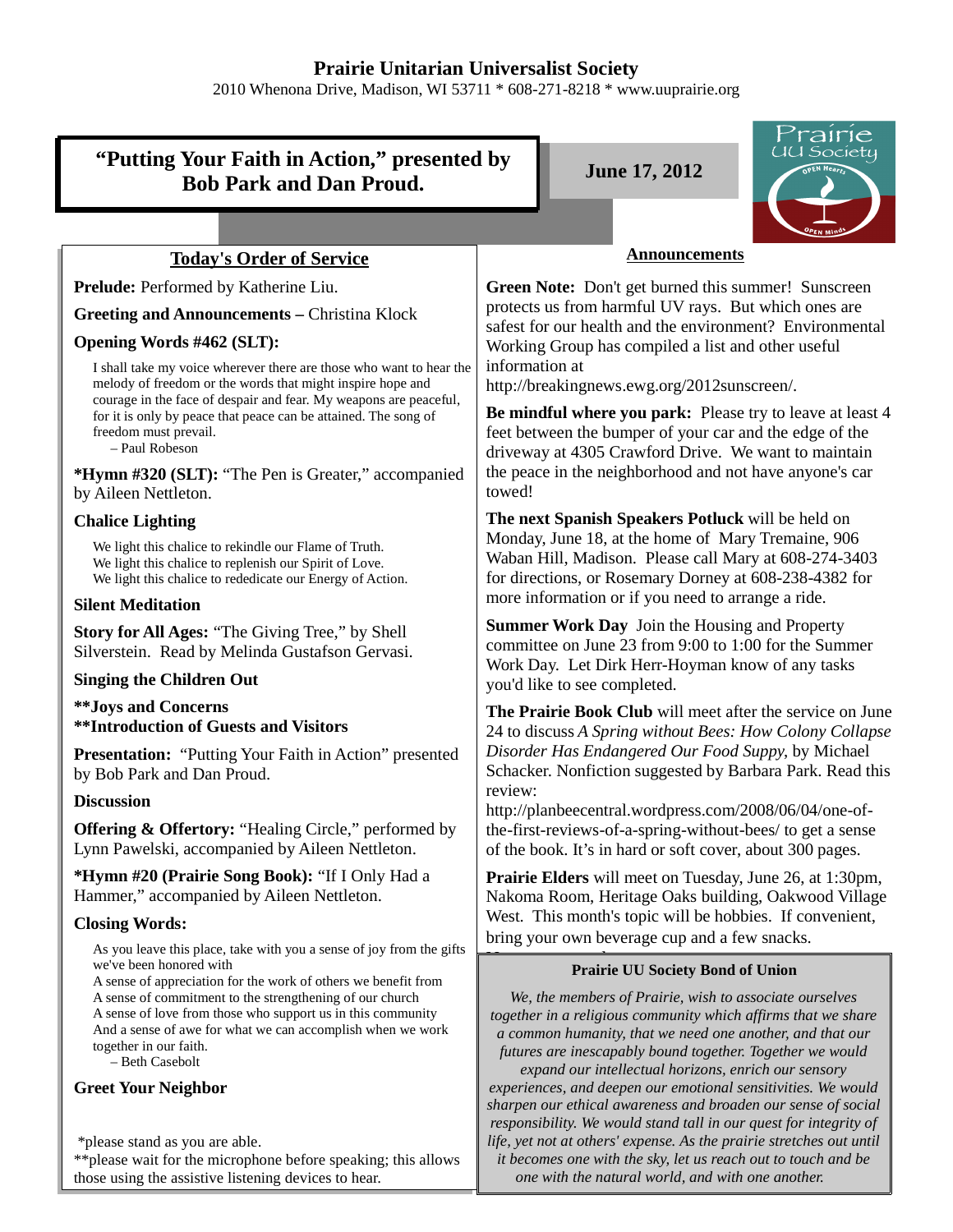# Prairie Unitarian Universalist Society

2010 Whenona Drive, Madison, WI 53711 * 608-271-8218 * www.uuprairie.org

## "Putting Your Faith in Action," presented by Bob Park and Dan Proud.

**June 17, 2012**

### Today's Order of Service

**Prelude:** Performed by Katherine Liu.

**Greeting and Announcements –** Christina Klock

**Opening Words #462 (SLT):**

> I shall take my voice wherever there are those who want to hear the melody of freedom or the words that might inspire hope and courage in the face of despair and fear. My weapons are peaceful, for it is only by peace that peace can be attained. The song of freedom must prevail.
> – Paul Robeson

***Hymn #320 (SLT):** "The Pen is Greater," accompanied by Aileen Nettleton.

**Chalice Lighting**

> We light this chalice to rekindle our Flame of Truth.
> We light this chalice to replenish our Spirit of Love.
> We light this chalice to rededicate our Energy of Action.

**Silent Meditation**

**Story for All Ages:** "The Giving Tree," by Shell Silverstein. Read by Melinda Gustafson Gervasi.

**Singing the Children Out**

****Joys and Concerns**
****Introduction of Guests and Visitors**

**Presentation:** "Putting Your Faith in Action" presented by Bob Park and Dan Proud.

**Discussion**

**Offering & Offertory:** "Healing Circle," performed by Lynn Pawelski, accompanied by Aileen Nettleton.

***Hymn #20 (Prairie Song Book):** "If I Only Had a Hammer," accompanied by Aileen Nettleton.

**Closing Words:**

> As you leave this place, take with you a sense of joy from the gifts we've been honored with
> A sense of appreciation for the work of others we benefit from
> A sense of commitment to the strengthening of our church
> A sense of love from those who support us in this community
> And a sense of awe for what we can accomplish when we work together in our faith.
> – Beth Casebolt

**Greet Your Neighbor**

*please stand as you are able.
**please wait for the microphone before speaking; this allows those using the assistive listening devices to hear.

### Announcements

**Green Note:** Don't get burned this summer! Sunscreen protects us from harmful UV rays. But which ones are safest for our health and the environment? Environmental Working Group has compiled a list and other useful information at http://breakingnews.ewg.org/2012sunscreen/.

**Be mindful where you park:** Please try to leave at least 4 feet between the bumper of your car and the edge of the driveway at 4305 Crawford Drive. We want to maintain the peace in the neighborhood and not have anyone's car towed!

**The next Spanish Speakers Potluck** will be held on Monday, June 18, at the home of Mary Tremaine, 906 Waban Hill, Madison. Please call Mary at 608-274-3403 for directions, or Rosemary Dorney at 608-238-4382 for more information or if you need to arrange a ride.

**Summer Work Day** Join the Housing and Property committee on June 23 from 9:00 to 1:00 for the Summer Work Day. Let Dirk Herr-Hoyman know of any tasks you'd like to see completed.

**The Prairie Book Club** will meet after the service on June 24 to discuss *A Spring without Bees: How Colony Collapse Disorder Has Endangered Our Food Suppy*, by Michael Schacker. Nonfiction suggested by Barbara Park. Read this review: http://planbeecentral.wordpress.com/2008/06/04/one-of-the-first-reviews-of-a-spring-without-bees/ to get a sense of the book. It's in hard or soft cover, about 300 pages.

**Prairie Elders** will meet on Tuesday, June 26, at 1:30pm, Nakoma Room, Heritage Oaks building, Oakwood Village West. This month's topic will be hobbies. If convenient, bring your own beverage cup and a few snacks.

**Prairie UU Society Bond of Union**

*We, the members of Prairie, wish to associate ourselves together in a religious community which affirms that we share a common humanity, that we need one another, and that our futures are inescapably bound together. Together we would expand our intellectual horizons, enrich our sensory experiences, and deepen our emotional sensitivities. We would sharpen our ethical awareness and broaden our sense of social responsibility. We would stand tall in our quest for integrity of life, yet not at others' expense. As the prairie stretches out until it becomes one with the sky, let us reach out to touch and be one with the natural world, and with one another.*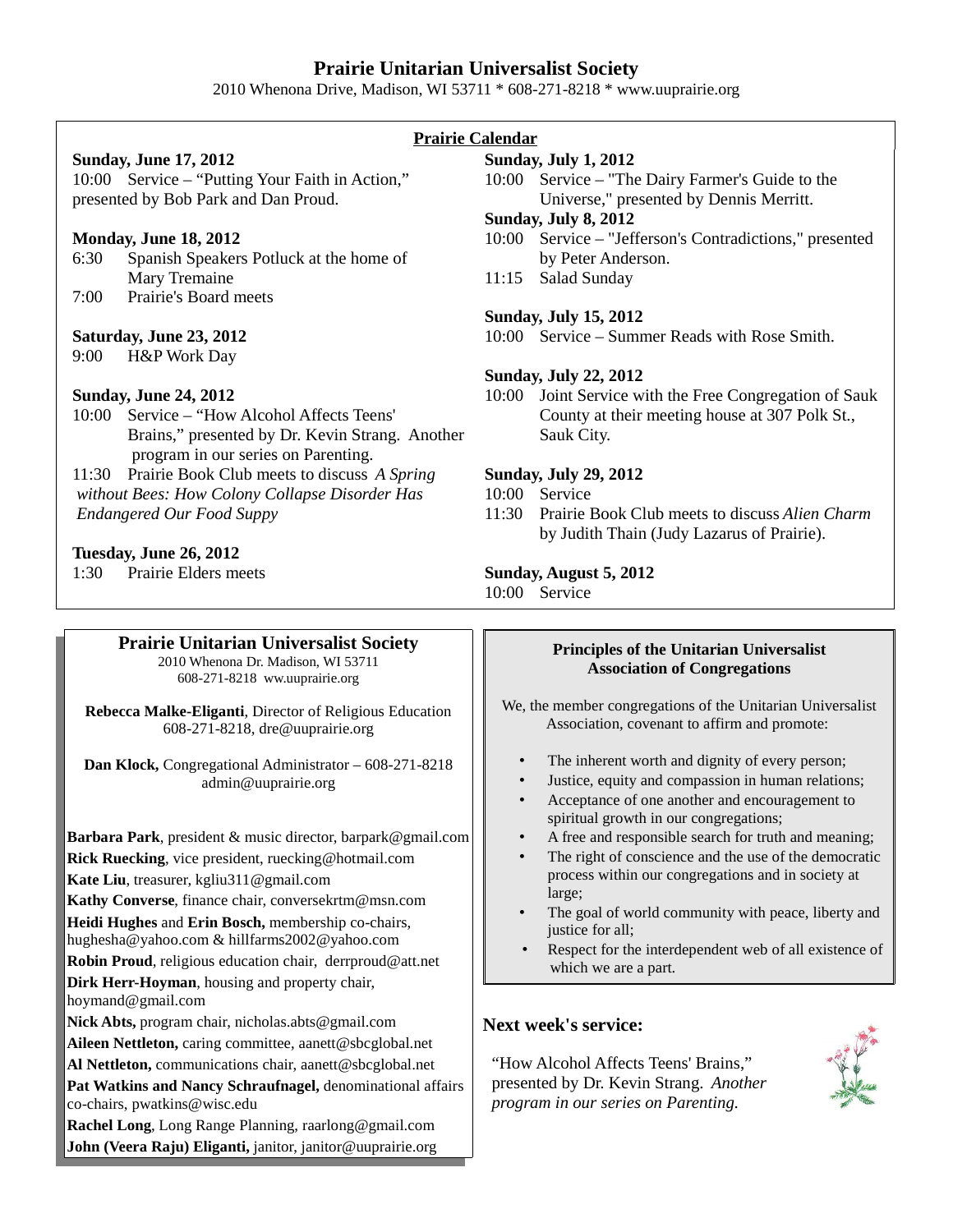# Prairie Unitarian Universalist Society

2010 Whenona Drive, Madison, WI 53711 * 608-271-8218 * www.uuprairie.org

## Prairie Calendar

**Sunday, June 17, 2012**
10:00 Service – "Putting Your Faith in Action," presented by Bob Park and Dan Proud.

**Monday, June 18, 2012**
6:30 Spanish Speakers Potluck at the home of Mary Tremaine
7:00 Prairie's Board meets

**Saturday, June 23, 2012**
9:00 H&P Work Day

**Sunday, June 24, 2012**
10:00 Service – "How Alcohol Affects Teens' Brains," presented by Dr. Kevin Strang. Another program in our series on Parenting.
11:30 Prairie Book Club meets to discuss *A Spring without Bees: How Colony Collapse Disorder Has Endangered Our Food Suppy*

**Tuesday, June 26, 2012**
1:30 Prairie Elders meets

**Sunday, July 1, 2012**
10:00 Service – "The Dairy Farmer's Guide to the Universe," presented by Dennis Merritt.

**Sunday, July 8, 2012**
10:00 Service – "Jefferson's Contradictions," presented by Peter Anderson.
11:15 Salad Sunday

**Sunday, July 15, 2012**
10:00 Service – Summer Reads with Rose Smith.

**Sunday, July 22, 2012**
10:00 Joint Service with the Free Congregation of Sauk County at their meeting house at 307 Polk St., Sauk City.

**Sunday, July 29, 2012**
10:00 Service
11:30 Prairie Book Club meets to discuss *Alien Charm* by Judith Thain (Judy Lazarus of Prairie).

**Sunday, August 5, 2012**
10:00 Service

## Prairie Unitarian Universalist Society

2010 Whenona Dr. Madison, WI 53711
608-271-8218 ww.uuprairie.org

**Rebecca Malke-Eliganti**, Director of Religious Education 608-271-8218, dre@uuprairie.org

**Dan Klock,** Congregational Administrator – 608-271-8218 admin@uuprairie.org

**Barbara Park**, president & music director, barpark@gmail.com
**Rick Ruecking**, vice president, ruecking@hotmail.com
**Kate Liu**, treasurer, kgliu311@gmail.com
**Kathy Converse**, finance chair, conversekrtm@msn.com
**Heidi Hughes** and **Erin Bosch,** membership co-chairs, hughesha@yahoo.com & hillfarms2002@yahoo.com
**Robin Proud**, religious education chair, derrproud@att.net
**Dirk Herr-Hoyman**, housing and property chair, hoymand@gmail.com
**Nick Abts,** program chair, nicholas.abts@gmail.com
**Aileen Nettleton,** caring committee, aanett@sbcglobal.net
**Al Nettleton,** communications chair, aanett@sbcglobal.net
**Pat Watkins and Nancy Schraufnagel,** denominational affairs co-chairs, pwatkins@wisc.edu
**Rachel Long**, Long Range Planning, raarlong@gmail.com
**John (Veera Raju) Eliganti,** janitor, janitor@uuprairie.org

## Principles of the Unitarian Universalist Association of Congregations

We, the member congregations of the Unitarian Universalist Association, covenant to affirm and promote:

- The inherent worth and dignity of every person;
- Justice, equity and compassion in human relations;
- Acceptance of one another and encouragement to spiritual growth in our congregations;
- A free and responsible search for truth and meaning;
- The right of conscience and the use of the democratic process within our congregations and in society at large;
- The goal of world community with peace, liberty and justice for all;
- Respect for the interdependent web of all existence of which we are a part.

## Next week's service:

"How Alcohol Affects Teens' Brains," presented by Dr. Kevin Strang. *Another program in our series on Parenting.*